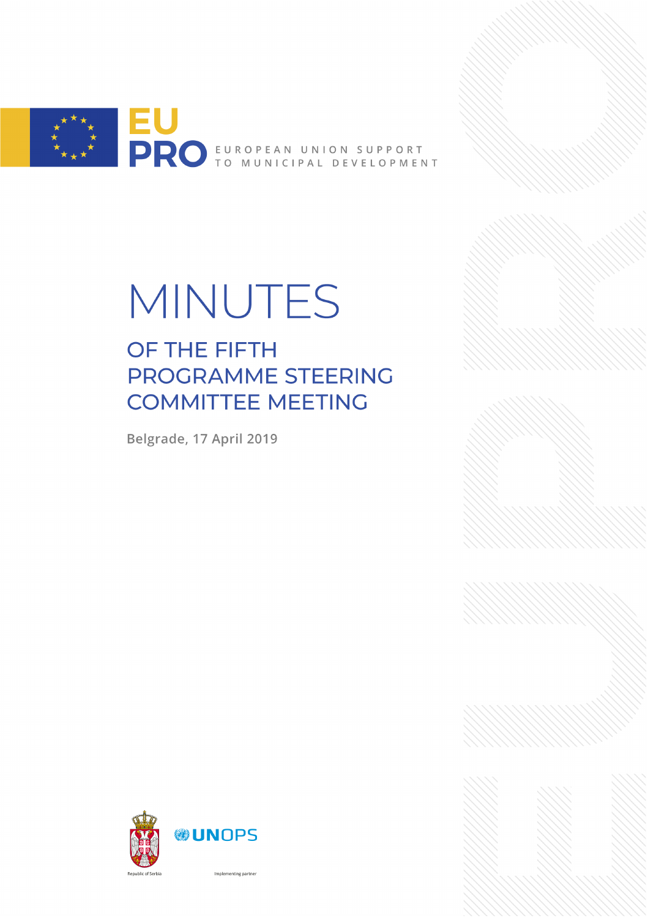EU PRO

EUROPEAN UNION SUPPORT TO MUNICIPAL DEVELOPMENT

# MINUTES

## OF THE FIFTH PROGRAMME STEERING COMMITTEE MEETING

Belgrade, 17 April 2019

Republic of Serbia

UNOPS

Implementing partner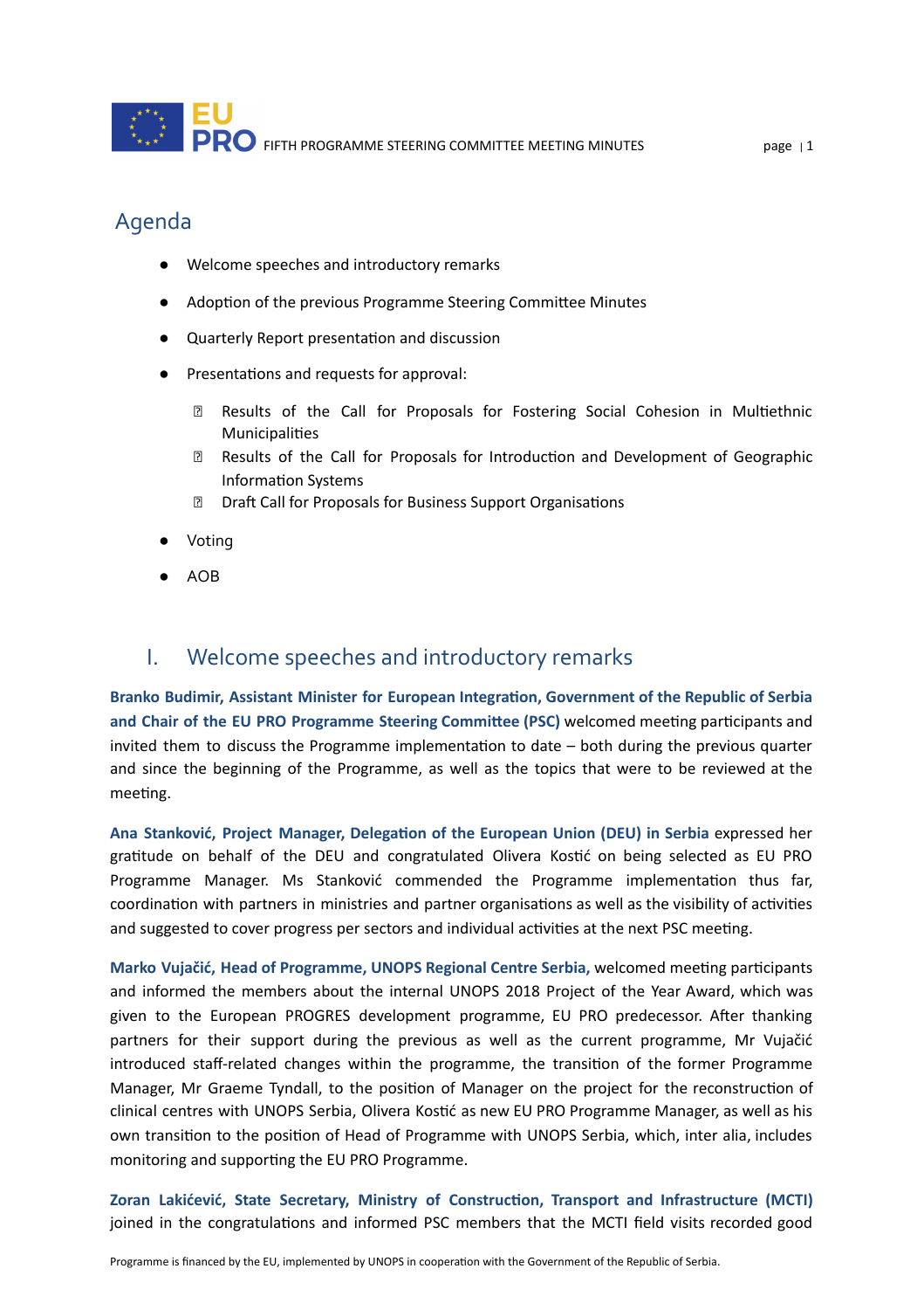## Agenda

- Welcome speeches and introductory remarks
- Adoption of the previous Programme Steering Committee Minutes
- Quarterly Report presentation and discussion
- Presentations and requests for approval:
  - Results of the Call for Proposals for Fostering Social Cohesion in Multiethnic Municipalities
  - Results of the Call for Proposals for Introduction and Development of Geographic Information Systems
  - Draft Call for Proposals for Business Support Organisations
- Voting
- AOB

## I. Welcome speeches and introductory remarks

**Branko Budimir, Assistant Minister for European Integration, Government of the Republic of Serbia and Chair of the EU PRO Programme Steering Committee (PSC)** welcomed meeting participants and invited them to discuss the Programme implementation to date – both during the previous quarter and since the beginning of the Programme, as well as the topics that were to be reviewed at the meeting.

**Ana Stanković, Project Manager, Delegation of the European Union (DEU) in Serbia** expressed her gratitude on behalf of the DEU and congratulated Olivera Kostić on being selected as EU PRO Programme Manager. Ms Stanković commended the Programme implementation thus far, coordination with partners in ministries and partner organisations as well as the visibility of activities and suggested to cover progress per sectors and individual activities at the next PSC meeting.

**Marko Vujačić, Head of Programme, UNOPS Regional Centre Serbia,** welcomed meeting participants and informed the members about the internal UNOPS 2018 Project of the Year Award, which was given to the European PROGRES development programme, EU PRO predecessor. After thanking partners for their support during the previous as well as the current programme, Mr Vujačić introduced staff-related changes within the programme, the transition of the former Programme Manager, Mr Graeme Tyndall, to the position of Manager on the project for the reconstruction of clinical centres with UNOPS Serbia, Olivera Kostić as new EU PRO Programme Manager, as well as his own transition to the position of Head of Programme with UNOPS Serbia, which, inter alia, includes monitoring and supporting the EU PRO Programme.

**Zoran Lakićević, State Secretary, Ministry of Construction, Transport and Infrastructure (MCTI)** joined in the congratulations and informed PSC members that the MCTI field visits recorded good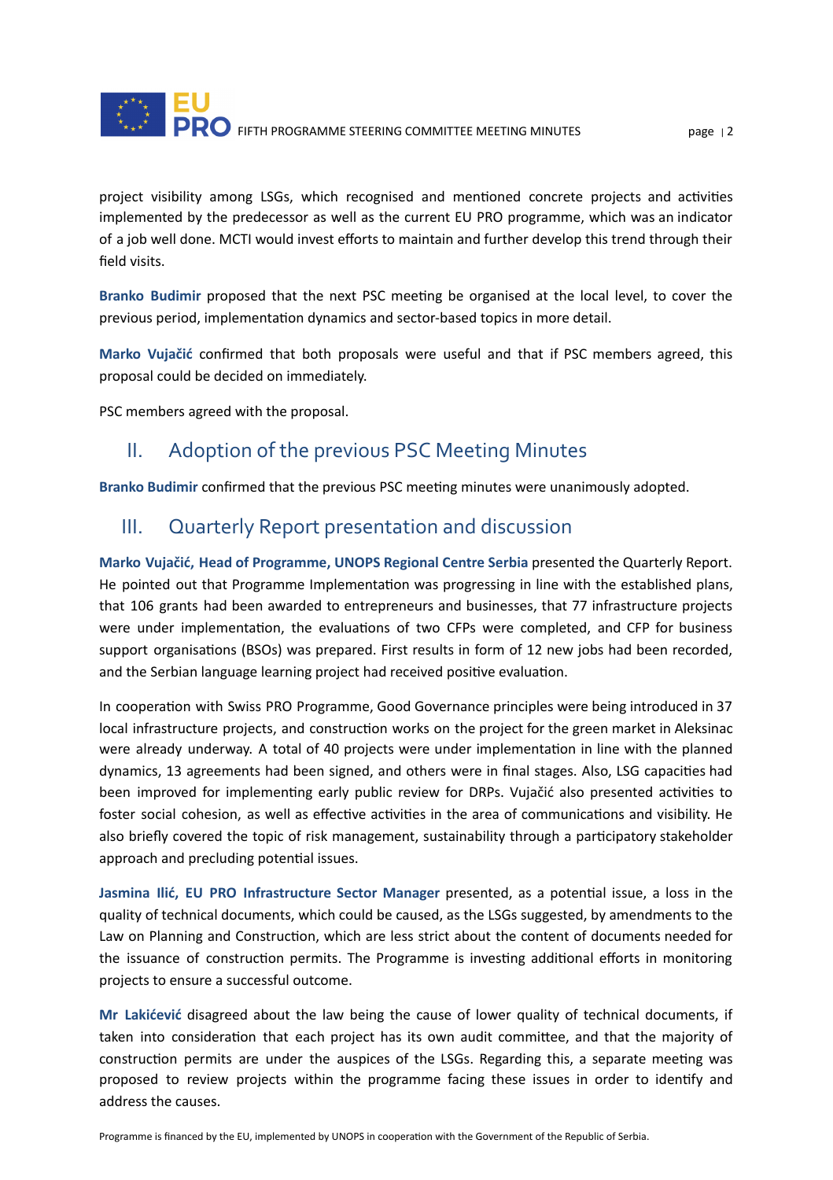project visibility among LSGs, which recognised and mentioned concrete projects and activities implemented by the predecessor as well as the current EU PRO programme, which was an indicator of a job well done. MCTI would invest efforts to maintain and further develop this trend through their field visits.

**Branko Budimir** proposed that the next PSC meeting be organised at the local level, to cover the previous period, implementation dynamics and sector-based topics in more detail.

**Marko Vujačić** confirmed that both proposals were useful and that if PSC members agreed, this proposal could be decided on immediately.

PSC members agreed with the proposal.

## II. Adoption of the previous PSC Meeting Minutes

**Branko Budimir** confirmed that the previous PSC meeting minutes were unanimously adopted.

## III. Quarterly Report presentation and discussion

**Marko Vujačić, Head of Programme, UNOPS Regional Centre Serbia** presented the Quarterly Report. He pointed out that Programme Implementation was progressing in line with the established plans, that 106 grants had been awarded to entrepreneurs and businesses, that 77 infrastructure projects were under implementation, the evaluations of two CFPs were completed, and CFP for business support organisations (BSOs) was prepared. First results in form of 12 new jobs had been recorded, and the Serbian language learning project had received positive evaluation.

In cooperation with Swiss PRO Programme, Good Governance principles were being introduced in 37 local infrastructure projects, and construction works on the project for the green market in Aleksinac were already underway. A total of 40 projects were under implementation in line with the planned dynamics, 13 agreements had been signed, and others were in final stages. Also, LSG capacities had been improved for implementing early public review for DRPs. Vujačić also presented activities to foster social cohesion, as well as effective activities in the area of communications and visibility. He also briefly covered the topic of risk management, sustainability through a participatory stakeholder approach and precluding potential issues.

**Jasmina Ilić, EU PRO Infrastructure Sector Manager** presented, as a potential issue, a loss in the quality of technical documents, which could be caused, as the LSGs suggested, by amendments to the Law on Planning and Construction, which are less strict about the content of documents needed for the issuance of construction permits. The Programme is investing additional efforts in monitoring projects to ensure a successful outcome.

**Mr Lakićević** disagreed about the law being the cause of lower quality of technical documents, if taken into consideration that each project has its own audit committee, and that the majority of construction permits are under the auspices of the LSGs. Regarding this, a separate meeting was proposed to review projects within the programme facing these issues in order to identify and address the causes.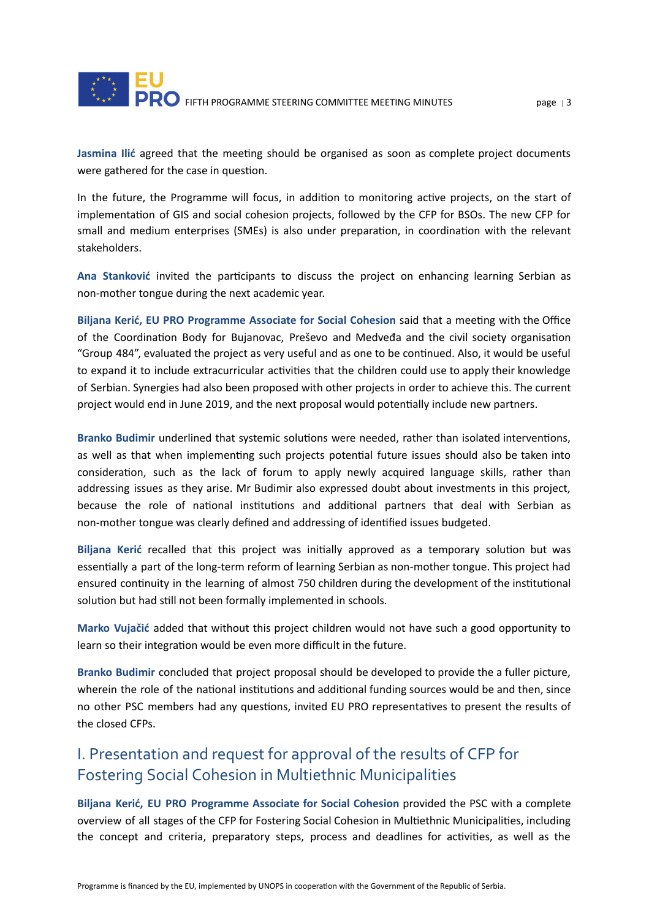**Jasmina Ilić** agreed that the meeting should be organised as soon as complete project documents were gathered for the case in question.

In the future, the Programme will focus, in addition to monitoring active projects, on the start of implementation of GIS and social cohesion projects, followed by the CFP for BSOs. The new CFP for small and medium enterprises (SMEs) is also under preparation, in coordination with the relevant stakeholders.

**Ana Stanković** invited the participants to discuss the project on enhancing learning Serbian as non-mother tongue during the next academic year.

**Biljana Kerić, EU PRO Programme Associate for Social Cohesion** said that a meeting with the Office of the Coordination Body for Bujanovac, Preševo and Medveđa and the civil society organisation "Group 484", evaluated the project as very useful and as one to be continued. Also, it would be useful to expand it to include extracurricular activities that the children could use to apply their knowledge of Serbian. Synergies had also been proposed with other projects in order to achieve this. The current project would end in June 2019, and the next proposal would potentially include new partners.

**Branko Budimir** underlined that systemic solutions were needed, rather than isolated interventions, as well as that when implementing such projects potential future issues should also be taken into consideration, such as the lack of forum to apply newly acquired language skills, rather than addressing issues as they arise. Mr Budimir also expressed doubt about investments in this project, because the role of national institutions and additional partners that deal with Serbian as non-mother tongue was clearly defined and addressing of identified issues budgeted.

**Biljana Kerić** recalled that this project was initially approved as a temporary solution but was essentially a part of the long-term reform of learning Serbian as non-mother tongue. This project had ensured continuity in the learning of almost 750 children during the development of the institutional solution but had still not been formally implemented in schools.

**Marko Vujačić** added that without this project children would not have such a good opportunity to learn so their integration would be even more difficult in the future.

**Branko Budimir** concluded that project proposal should be developed to provide the a fuller picture, wherein the role of the national institutions and additional funding sources would be and then, since no other PSC members had any questions, invited EU PRO representatives to present the results of the closed CFPs.

## I. Presentation and request for approval of the results of CFP for Fostering Social Cohesion in Multiethnic Municipalities

**Biljana Kerić, EU PRO Programme Associate for Social Cohesion** provided the PSC with a complete overview of all stages of the CFP for Fostering Social Cohesion in Multiethnic Municipalities, including the concept and criteria, preparatory steps, process and deadlines for activities, as well as the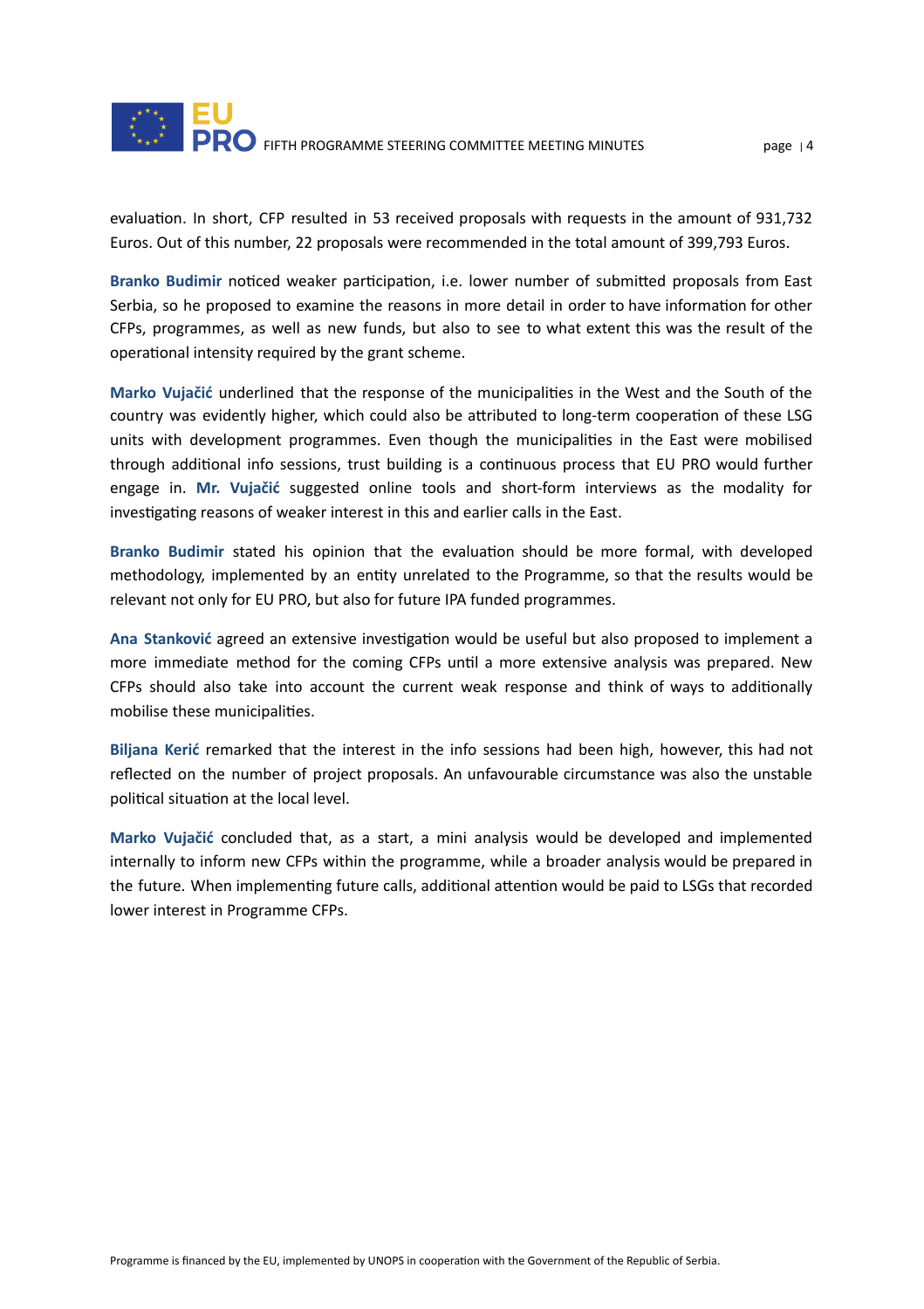evaluation. In short, CFP resulted in 53 received proposals with requests in the amount of 931,732 Euros. Out of this number, 22 proposals were recommended in the total amount of 399,793 Euros.

**Branko Budimir** noticed weaker participation, i.e. lower number of submitted proposals from East Serbia, so he proposed to examine the reasons in more detail in order to have information for other CFPs, programmes, as well as new funds, but also to see to what extent this was the result of the operational intensity required by the grant scheme.

**Marko Vujačić** underlined that the response of the municipalities in the West and the South of the country was evidently higher, which could also be attributed to long-term cooperation of these LSG units with development programmes. Even though the municipalities in the East were mobilised through additional info sessions, trust building is a continuous process that EU PRO would further engage in. **Mr. Vujačić** suggested online tools and short-form interviews as the modality for investigating reasons of weaker interest in this and earlier calls in the East.

**Branko Budimir** stated his opinion that the evaluation should be more formal, with developed methodology, implemented by an entity unrelated to the Programme, so that the results would be relevant not only for EU PRO, but also for future IPA funded programmes.

**Ana Stanković** agreed an extensive investigation would be useful but also proposed to implement a more immediate method for the coming CFPs until a more extensive analysis was prepared. New CFPs should also take into account the current weak response and think of ways to additionally mobilise these municipalities.

**Biljana Kerić** remarked that the interest in the info sessions had been high, however, this had not reflected on the number of project proposals. An unfavourable circumstance was also the unstable political situation at the local level.

**Marko Vujačić** concluded that, as a start, a mini analysis would be developed and implemented internally to inform new CFPs within the programme, while a broader analysis would be prepared in the future. When implementing future calls, additional attention would be paid to LSGs that recorded lower interest in Programme CFPs.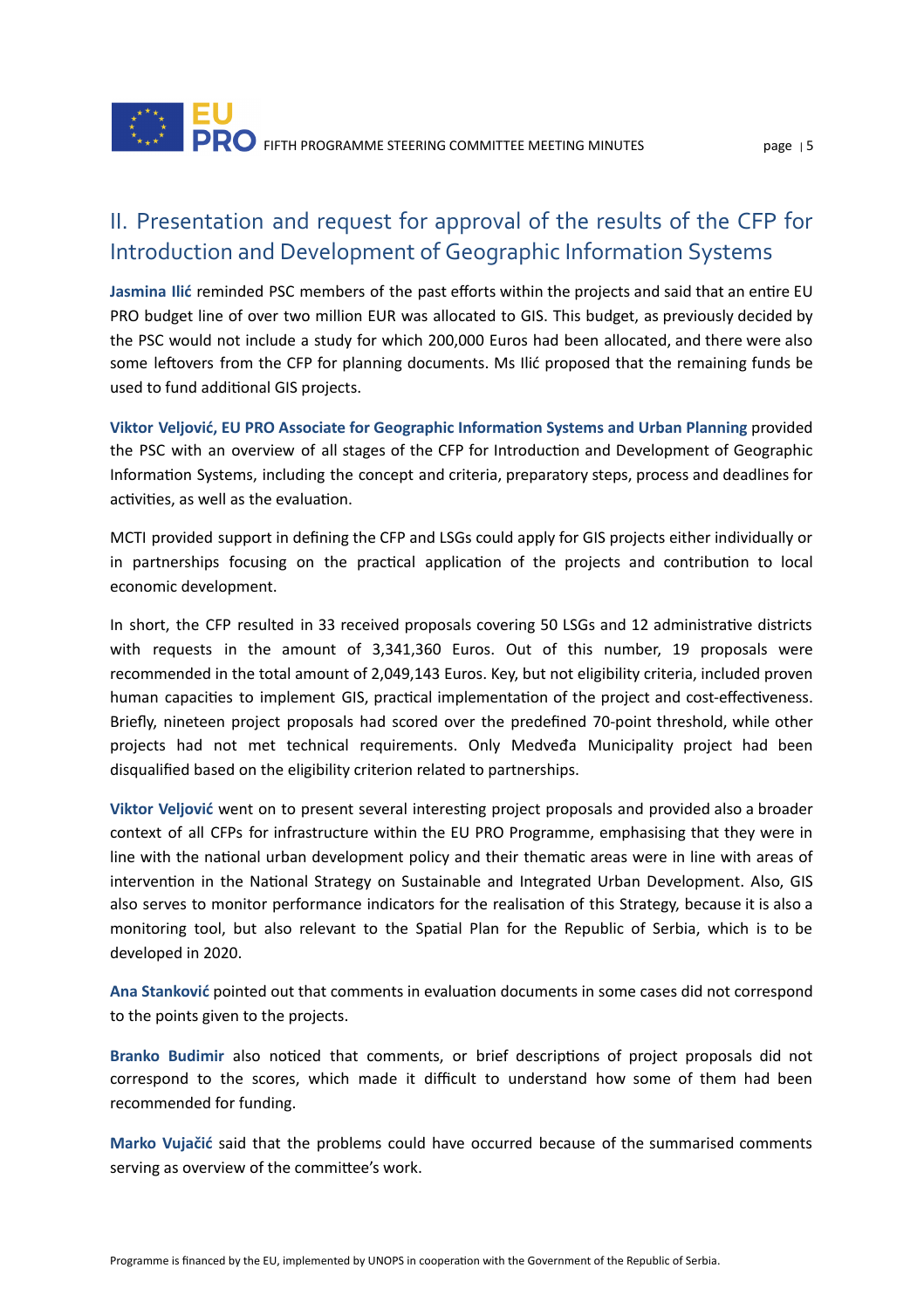## II. Presentation and request for approval of the results of the CFP for Introduction and Development of Geographic Information Systems

**Jasmina Ilić** reminded PSC members of the past efforts within the projects and said that an entire EU PRO budget line of over two million EUR was allocated to GIS. This budget, as previously decided by the PSC would not include a study for which 200,000 Euros had been allocated, and there were also some leftovers from the CFP for planning documents. Ms Ilić proposed that the remaining funds be used to fund additional GIS projects.

**Viktor Veljović, EU PRO Associate for Geographic Information Systems and Urban Planning** provided the PSC with an overview of all stages of the CFP for Introduction and Development of Geographic Information Systems, including the concept and criteria, preparatory steps, process and deadlines for activities, as well as the evaluation.

MCTI provided support in defining the CFP and LSGs could apply for GIS projects either individually or in partnerships focusing on the practical application of the projects and contribution to local economic development.

In short, the CFP resulted in 33 received proposals covering 50 LSGs and 12 administrative districts with requests in the amount of 3,341,360 Euros. Out of this number, 19 proposals were recommended in the total amount of 2,049,143 Euros. Key, but not eligibility criteria, included proven human capacities to implement GIS, practical implementation of the project and cost-effectiveness. Briefly, nineteen project proposals had scored over the predefined 70-point threshold, while other projects had not met technical requirements. Only Medveđa Municipality project had been disqualified based on the eligibility criterion related to partnerships.

**Viktor Veljović** went on to present several interesting project proposals and provided also a broader context of all CFPs for infrastructure within the EU PRO Programme, emphasising that they were in line with the national urban development policy and their thematic areas were in line with areas of intervention in the National Strategy on Sustainable and Integrated Urban Development. Also, GIS also serves to monitor performance indicators for the realisation of this Strategy, because it is also a monitoring tool, but also relevant to the Spatial Plan for the Republic of Serbia, which is to be developed in 2020.

**Ana Stanković** pointed out that comments in evaluation documents in some cases did not correspond to the points given to the projects.

**Branko Budimir** also noticed that comments, or brief descriptions of project proposals did not correspond to the scores, which made it difficult to understand how some of them had been recommended for funding.

**Marko Vujačić** said that the problems could have occurred because of the summarised comments serving as overview of the committee's work.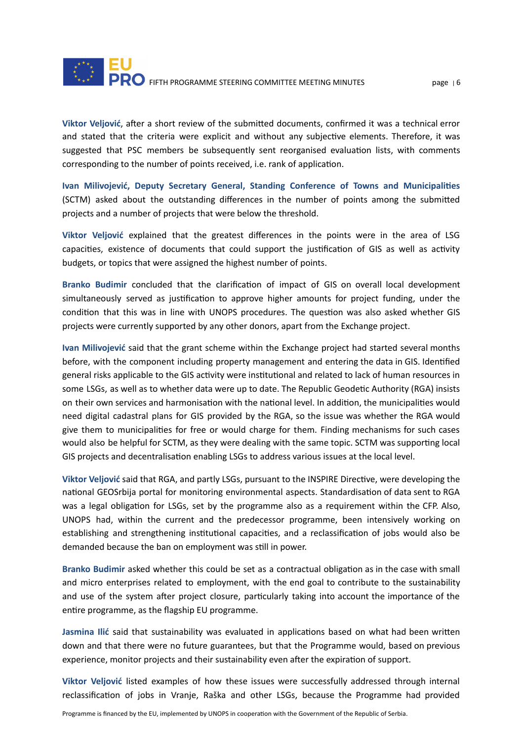**Viktor Veljović**, after a short review of the submitted documents, confirmed it was a technical error and stated that the criteria were explicit and without any subjective elements. Therefore, it was suggested that PSC members be subsequently sent reorganised evaluation lists, with comments corresponding to the number of points received, i.e. rank of application.

**Ivan Milivojević, Deputy Secretary General, Standing Conference of Towns and Municipalities** (SCTM) asked about the outstanding differences in the number of points among the submitted projects and a number of projects that were below the threshold.

**Viktor Veljović** explained that the greatest differences in the points were in the area of LSG capacities, existence of documents that could support the justification of GIS as well as activity budgets, or topics that were assigned the highest number of points.

**Branko Budimir** concluded that the clarification of impact of GIS on overall local development simultaneously served as justification to approve higher amounts for project funding, under the condition that this was in line with UNOPS procedures. The question was also asked whether GIS projects were currently supported by any other donors, apart from the Exchange project.

**Ivan Milivojević** said that the grant scheme within the Exchange project had started several months before, with the component including property management and entering the data in GIS. Identified general risks applicable to the GIS activity were institutional and related to lack of human resources in some LSGs, as well as to whether data were up to date. The Republic Geodetic Authority (RGA) insists on their own services and harmonisation with the national level. In addition, the municipalities would need digital cadastral plans for GIS provided by the RGA, so the issue was whether the RGA would give them to municipalities for free or would charge for them. Finding mechanisms for such cases would also be helpful for SCTM, as they were dealing with the same topic. SCTM was supporting local GIS projects and decentralisation enabling LSGs to address various issues at the local level.

**Viktor Veljović** said that RGA, and partly LSGs, pursuant to the INSPIRE Directive, were developing the national GEOSrbija portal for monitoring environmental aspects. Standardisation of data sent to RGA was a legal obligation for LSGs, set by the programme also as a requirement within the CFP. Also, UNOPS had, within the current and the predecessor programme, been intensively working on establishing and strengthening institutional capacities, and a reclassification of jobs would also be demanded because the ban on employment was still in power.

**Branko Budimir** asked whether this could be set as a contractual obligation as in the case with small and micro enterprises related to employment, with the end goal to contribute to the sustainability and use of the system after project closure, particularly taking into account the importance of the entire programme, as the flagship EU programme.

**Jasmina Ilić** said that sustainability was evaluated in applications based on what had been written down and that there were no future guarantees, but that the Programme would, based on previous experience, monitor projects and their sustainability even after the expiration of support.

**Viktor Veljović** listed examples of how these issues were successfully addressed through internal reclassification of jobs in Vranje, Raška and other LSGs, because the Programme had provided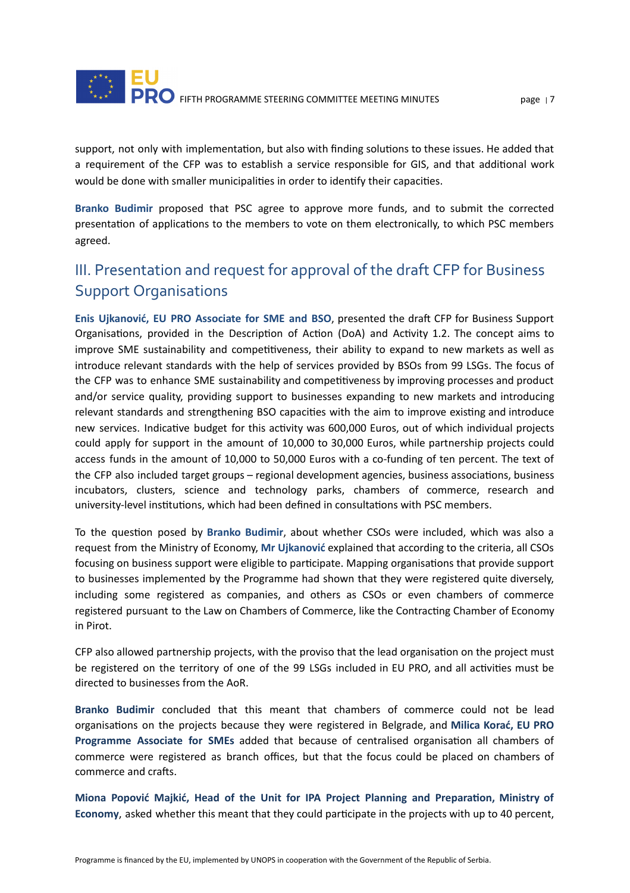support, not only with implementation, but also with finding solutions to these issues. He added that a requirement of the CFP was to establish a service responsible for GIS, and that additional work would be done with smaller municipalities in order to identify their capacities.

**Branko Budimir** proposed that PSC agree to approve more funds, and to submit the corrected presentation of applications to the members to vote on them electronically, to which PSC members agreed.

## III. Presentation and request for approval of the draft CFP for Business Support Organisations

**Enis Ujkanović, EU PRO Associate for SME and BSO**, presented the draft CFP for Business Support Organisations, provided in the Description of Action (DoA) and Activity 1.2. The concept aims to improve SME sustainability and competitiveness, their ability to expand to new markets as well as introduce relevant standards with the help of services provided by BSOs from 99 LSGs. The focus of the CFP was to enhance SME sustainability and competitiveness by improving processes and product and/or service quality, providing support to businesses expanding to new markets and introducing relevant standards and strengthening BSO capacities with the aim to improve existing and introduce new services. Indicative budget for this activity was 600,000 Euros, out of which individual projects could apply for support in the amount of 10,000 to 30,000 Euros, while partnership projects could access funds in the amount of 10,000 to 50,000 Euros with a co-funding of ten percent. The text of the CFP also included target groups – regional development agencies, business associations, business incubators, clusters, science and technology parks, chambers of commerce, research and university-level institutions, which had been defined in consultations with PSC members.

To the question posed by **Branko Budimir**, about whether CSOs were included, which was also a request from the Ministry of Economy, **Mr Ujkanović** explained that according to the criteria, all CSOs focusing on business support were eligible to participate. Mapping organisations that provide support to businesses implemented by the Programme had shown that they were registered quite diversely, including some registered as companies, and others as CSOs or even chambers of commerce registered pursuant to the Law on Chambers of Commerce, like the Contracting Chamber of Economy in Pirot.

CFP also allowed partnership projects, with the proviso that the lead organisation on the project must be registered on the territory of one of the 99 LSGs included in EU PRO, and all activities must be directed to businesses from the AoR.

**Branko Budimir** concluded that this meant that chambers of commerce could not be lead organisations on the projects because they were registered in Belgrade, and **Milica Korać, EU PRO Programme Associate for SMEs** added that because of centralised organisation all chambers of commerce were registered as branch offices, but that the focus could be placed on chambers of commerce and crafts.

**Miona Popović Majkić, Head of the Unit for IPA Project Planning and Preparation, Ministry of Economy**, asked whether this meant that they could participate in the projects with up to 40 percent,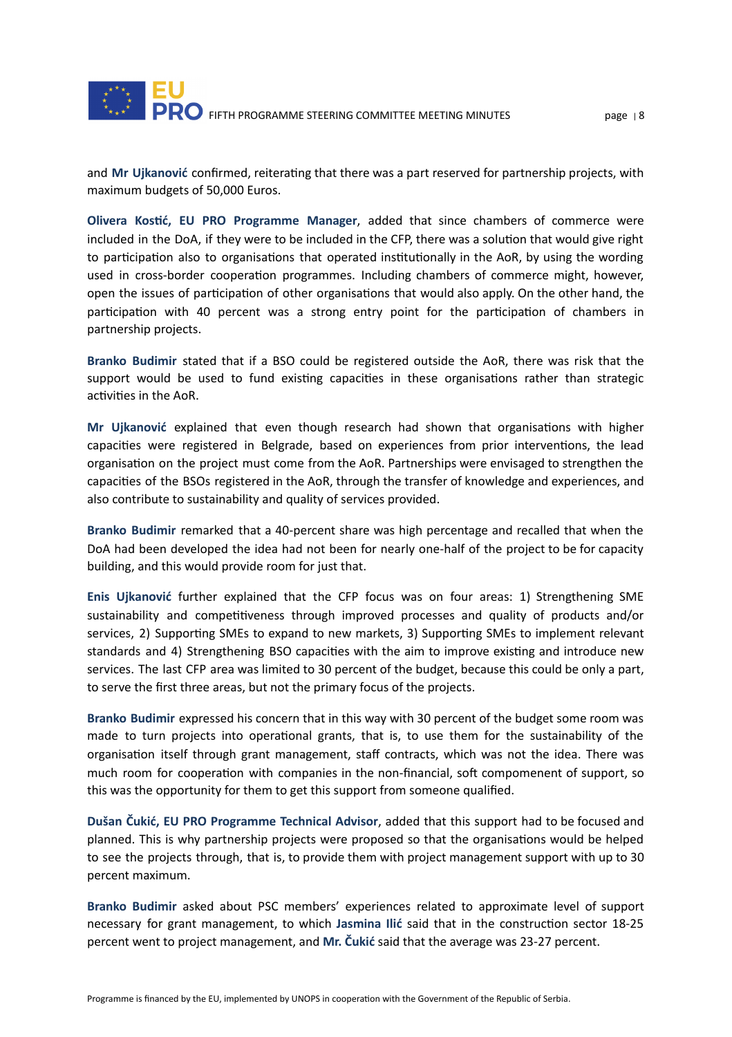and **Mr Ujkanović** confirmed, reiterating that there was a part reserved for partnership projects, with maximum budgets of 50,000 Euros.

**Olivera Kostić, EU PRO Programme Manager**, added that since chambers of commerce were included in the DoA, if they were to be included in the CFP, there was a solution that would give right to participation also to organisations that operated institutionally in the AoR, by using the wording used in cross-border cooperation programmes. Including chambers of commerce might, however, open the issues of participation of other organisations that would also apply. On the other hand, the participation with 40 percent was a strong entry point for the participation of chambers in partnership projects.

**Branko Budimir** stated that if a BSO could be registered outside the AoR, there was risk that the support would be used to fund existing capacities in these organisations rather than strategic activities in the AoR.

**Mr Ujkanović** explained that even though research had shown that organisations with higher capacities were registered in Belgrade, based on experiences from prior interventions, the lead organisation on the project must come from the AoR. Partnerships were envisaged to strengthen the capacities of the BSOs registered in the AoR, through the transfer of knowledge and experiences, and also contribute to sustainability and quality of services provided.

**Branko Budimir** remarked that a 40-percent share was high percentage and recalled that when the DoA had been developed the idea had not been for nearly one-half of the project to be for capacity building, and this would provide room for just that.

**Enis Ujkanović** further explained that the CFP focus was on four areas: 1) Strengthening SME sustainability and competitiveness through improved processes and quality of products and/or services, 2) Supporting SMEs to expand to new markets, 3) Supporting SMEs to implement relevant standards and 4) Strengthening BSO capacities with the aim to improve existing and introduce new services. The last CFP area was limited to 30 percent of the budget, because this could be only a part, to serve the first three areas, but not the primary focus of the projects.

**Branko Budimir** expressed his concern that in this way with 30 percent of the budget some room was made to turn projects into operational grants, that is, to use them for the sustainability of the organisation itself through grant management, staff contracts, which was not the idea. There was much room for cooperation with companies in the non-financial, soft compomenent of support, so this was the opportunity for them to get this support from someone qualified.

**Dušan Čukić, EU PRO Programme Technical Advisor**, added that this support had to be focused and planned. This is why partnership projects were proposed so that the organisations would be helped to see the projects through, that is, to provide them with project management support with up to 30 percent maximum.

**Branko Budimir** asked about PSC members' experiences related to approximate level of support necessary for grant management, to which **Jasmina Ilić** said that in the construction sector 18-25 percent went to project management, and **Mr. Čukić** said that the average was 23-27 percent.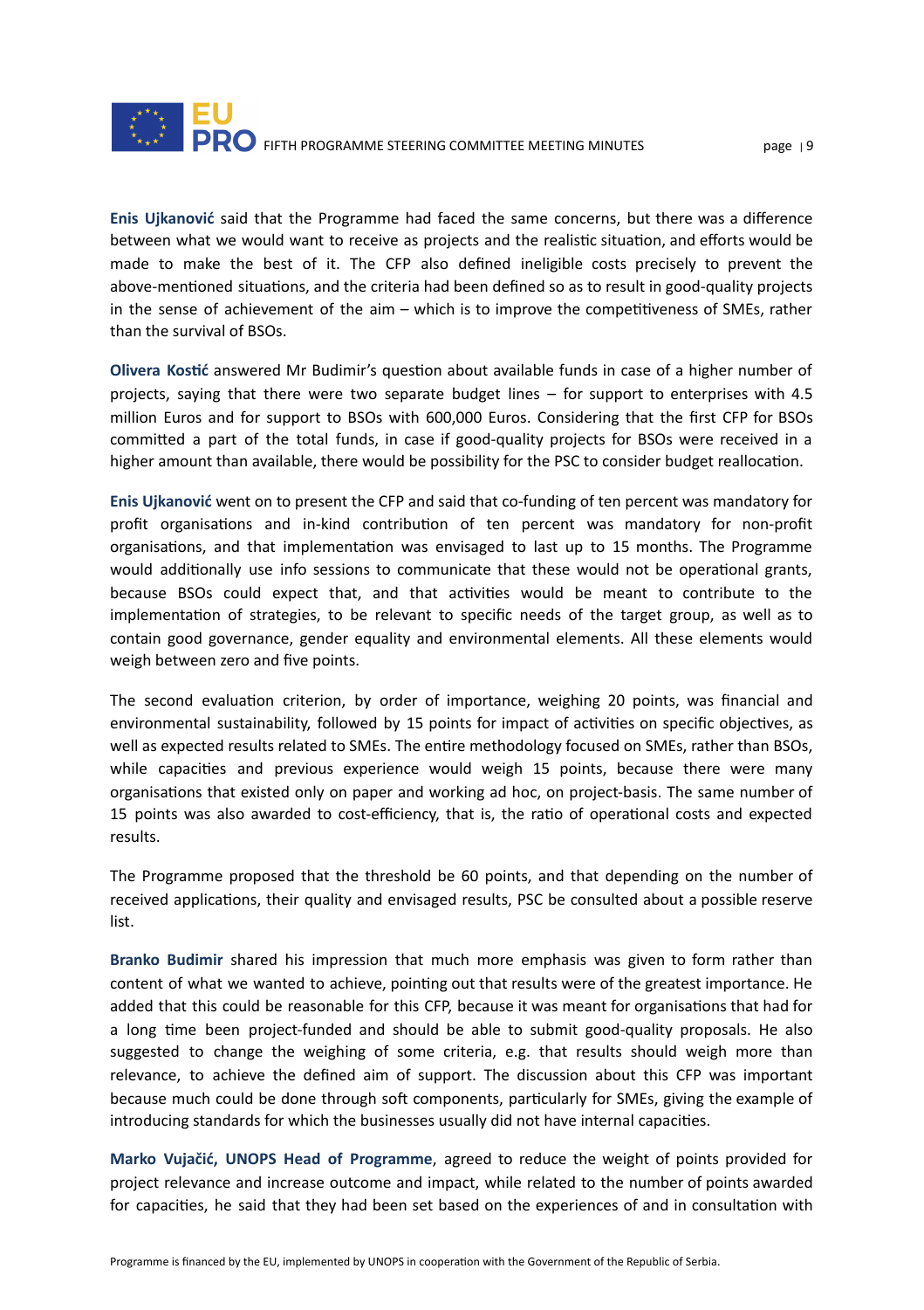**Enis Ujkanović** said that the Programme had faced the same concerns, but there was a difference between what we would want to receive as projects and the realistic situation, and efforts would be made to make the best of it. The CFP also defined ineligible costs precisely to prevent the above-mentioned situations, and the criteria had been defined so as to result in good-quality projects in the sense of achievement of the aim – which is to improve the competitiveness of SMEs, rather than the survival of BSOs.

**Olivera Kostić** answered Mr Budimir's question about available funds in case of a higher number of projects, saying that there were two separate budget lines – for support to enterprises with 4.5 million Euros and for support to BSOs with 600,000 Euros. Considering that the first CFP for BSOs committed a part of the total funds, in case if good-quality projects for BSOs were received in a higher amount than available, there would be possibility for the PSC to consider budget reallocation.

**Enis Ujkanović** went on to present the CFP and said that co-funding of ten percent was mandatory for profit organisations and in-kind contribution of ten percent was mandatory for non-profit organisations, and that implementation was envisaged to last up to 15 months. The Programme would additionally use info sessions to communicate that these would not be operational grants, because BSOs could expect that, and that activities would be meant to contribute to the implementation of strategies, to be relevant to specific needs of the target group, as well as to contain good governance, gender equality and environmental elements. All these elements would weigh between zero and five points.

The second evaluation criterion, by order of importance, weighing 20 points, was financial and environmental sustainability, followed by 15 points for impact of activities on specific objectives, as well as expected results related to SMEs. The entire methodology focused on SMEs, rather than BSOs, while capacities and previous experience would weigh 15 points, because there were many organisations that existed only on paper and working ad hoc, on project-basis. The same number of 15 points was also awarded to cost-efficiency, that is, the ratio of operational costs and expected results.

The Programme proposed that the threshold be 60 points, and that depending on the number of received applications, their quality and envisaged results, PSC be consulted about a possible reserve list.

**Branko Budimir** shared his impression that much more emphasis was given to form rather than content of what we wanted to achieve, pointing out that results were of the greatest importance. He added that this could be reasonable for this CFP, because it was meant for organisations that had for a long time been project-funded and should be able to submit good-quality proposals. He also suggested to change the weighing of some criteria, e.g. that results should weigh more than relevance, to achieve the defined aim of support. The discussion about this CFP was important because much could be done through soft components, particularly for SMEs, giving the example of introducing standards for which the businesses usually did not have internal capacities.

**Marko Vujačić, UNOPS Head of Programme**, agreed to reduce the weight of points provided for project relevance and increase outcome and impact, while related to the number of points awarded for capacities, he said that they had been set based on the experiences of and in consultation with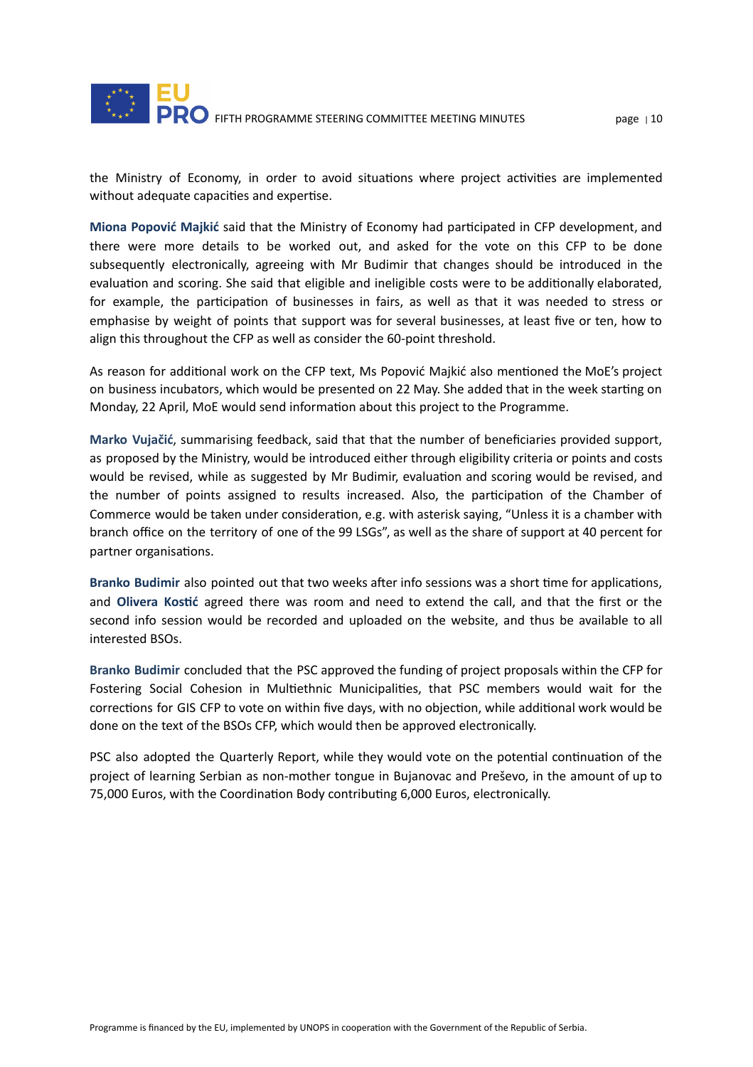the Ministry of Economy, in order to avoid situations where project activities are implemented without adequate capacities and expertise.

**Miona Popović Majkić** said that the Ministry of Economy had participated in CFP development, and there were more details to be worked out, and asked for the vote on this CFP to be done subsequently electronically, agreeing with Mr Budimir that changes should be introduced in the evaluation and scoring. She said that eligible and ineligible costs were to be additionally elaborated, for example, the participation of businesses in fairs, as well as that it was needed to stress or emphasise by weight of points that support was for several businesses, at least five or ten, how to align this throughout the CFP as well as consider the 60-point threshold.

As reason for additional work on the CFP text, Ms Popović Majkić also mentioned the MoE's project on business incubators, which would be presented on 22 May. She added that in the week starting on Monday, 22 April, MoE would send information about this project to the Programme.

**Marko Vujačić**, summarising feedback, said that that the number of beneficiaries provided support, as proposed by the Ministry, would be introduced either through eligibility criteria or points and costs would be revised, while as suggested by Mr Budimir, evaluation and scoring would be revised, and the number of points assigned to results increased. Also, the participation of the Chamber of Commerce would be taken under consideration, e.g. with asterisk saying, "Unless it is a chamber with branch office on the territory of one of the 99 LSGs", as well as the share of support at 40 percent for partner organisations.

**Branko Budimir** also pointed out that two weeks after info sessions was a short time for applications, and **Olivera Kostić** agreed there was room and need to extend the call, and that the first or the second info session would be recorded and uploaded on the website, and thus be available to all interested BSOs.

**Branko Budimir** concluded that the PSC approved the funding of project proposals within the CFP for Fostering Social Cohesion in Multiethnic Municipalities, that PSC members would wait for the corrections for GIS CFP to vote on within five days, with no objection, while additional work would be done on the text of the BSOs CFP, which would then be approved electronically.

PSC also adopted the Quarterly Report, while they would vote on the potential continuation of the project of learning Serbian as non-mother tongue in Bujanovac and Preševo, in the amount of up to 75,000 Euros, with the Coordination Body contributing 6,000 Euros, electronically.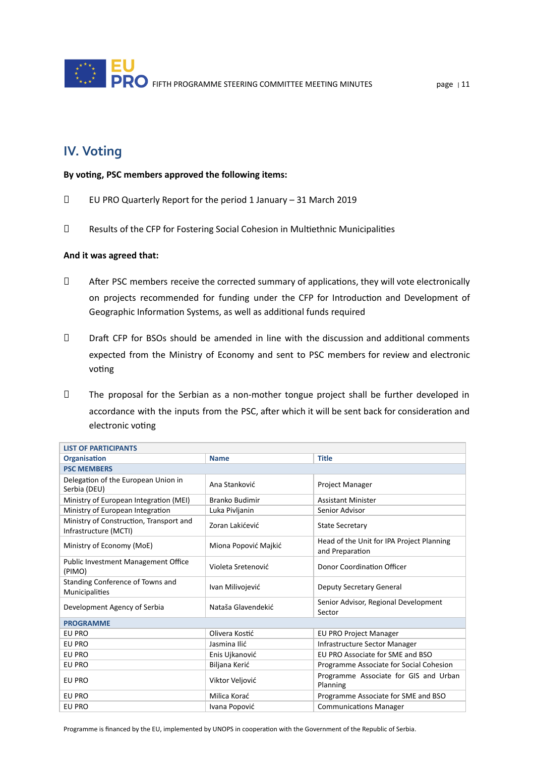## IV. Voting

**By voting, PSC members approved the following items:**

- EU PRO Quarterly Report for the period 1 January – 31 March 2019
- Results of the CFP for Fostering Social Cohesion in Multiethnic Municipalities

**And it was agreed that:**

- After PSC members receive the corrected summary of applications, they will vote electronically on projects recommended for funding under the CFP for Introduction and Development of Geographic Information Systems, as well as additional funds required
- Draft CFP for BSOs should be amended in line with the discussion and additional comments expected from the Ministry of Economy and sent to PSC members for review and electronic voting
- The proposal for the Serbian as a non-mother tongue project shall be further developed in accordance with the inputs from the PSC, after which it will be sent back for consideration and electronic voting

| LIST OF PARTICIPANTS | | |
|---|---|---|
| **Organisation** | **Name** | **Title** |
| **PSC MEMBERS** | | |
| Delegation of the European Union in Serbia (DEU) | Ana Stanković | Project Manager |
| Ministry of European Integration (MEI) | Branko Budimir | Assistant Minister |
| Ministry of European Integration | Luka Pivljanin | Senior Advisor |
| Ministry of Construction, Transport and Infrastructure (MCTI) | Zoran Lakićević | State Secretary |
| Ministry of Economy (MoE) | Miona Popović Majkić | Head of the Unit for IPA Project Planning and Preparation |
| Public Investment Management Office (PIMO) | Violeta Sretenović | Donor Coordination Officer |
| Standing Conference of Towns and Municipalities | Ivan Milivojević | Deputy Secretary General |
| Development Agency of Serbia | Nataša Glavendekić | Senior Advisor, Regional Development Sector |
| **PROGRAMME** | | |
| EU PRO | Olivera Kostić | EU PRO Project Manager |
| EU PRO | Jasmina Ilić | Infrastructure Sector Manager |
| EU PRO | Enis Ujkanović | EU PRO Associate for SME and BSO |
| EU PRO | Biljana Kerić | Programme Associate for Social Cohesion |
| EU PRO | Viktor Veljović | Programme Associate for GIS and Urban Planning |
| EU PRO | Milica Korać | Programme Associate for SME and BSO |
| EU PRO | Ivana Popović | Communications Manager |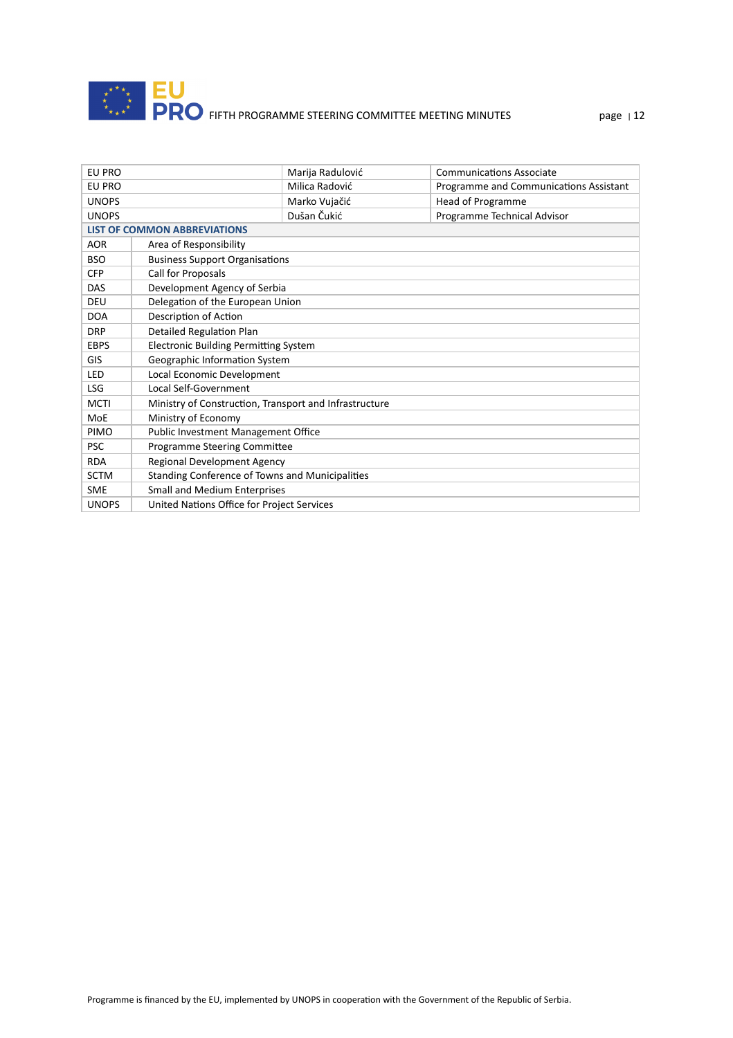| | | |
|---|---|---|
| EU PRO | Marija Radulović | Communications Associate |
| EU PRO | Milica Radović | Programme and Communications Assistant |
| UNOPS | Marko Vujačić | Head of Programme |
| UNOPS | Dušan Čukić | Programme Technical Advisor |

**LIST OF COMMON ABBREVIATIONS**

| | |
|---|---|
| AOR | Area of Responsibility |
| BSO | Business Support Organisations |
| CFP | Call for Proposals |
| DAS | Development Agency of Serbia |
| DEU | Delegation of the European Union |
| DOA | Description of Action |
| DRP | Detailed Regulation Plan |
| EBPS | Electronic Building Permitting System |
| GIS | Geographic Information System |
| LED | Local Economic Development |
| LSG | Local Self-Government |
| MCTI | Ministry of Construction, Transport and Infrastructure |
| MoE | Ministry of Economy |
| PIMO | Public Investment Management Office |
| PSC | Programme Steering Committee |
| RDA | Regional Development Agency |
| SCTM | Standing Conference of Towns and Municipalities |
| SME | Small and Medium Enterprises |
| UNOPS | United Nations Office for Project Services |